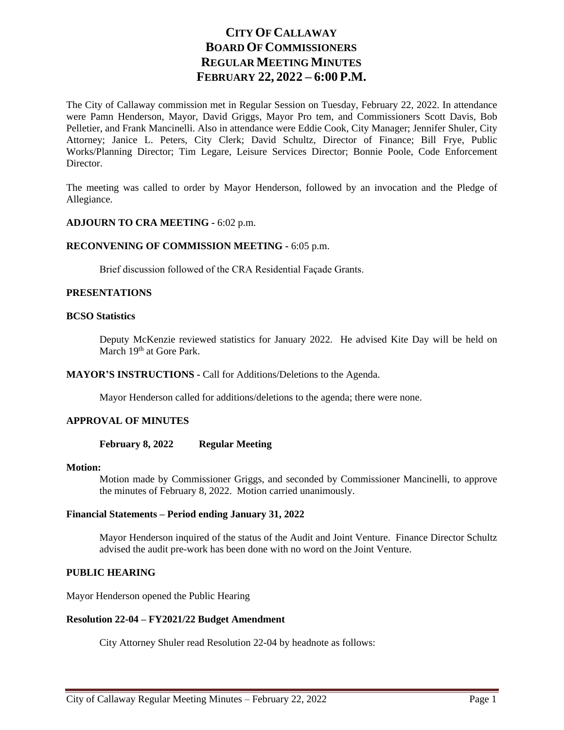# CITY OF CALLAWAY
# BOARD OF COMMISSIONERS
# REGULAR MEETING MINUTES
# FEBRUARY 22, 2022 – 6:00 P.M.

The City of Callaway commission met in Regular Session on Tuesday, February 22, 2022. In attendance were Pamn Henderson, Mayor, David Griggs, Mayor Pro tem, and Commissioners Scott Davis, Bob Pelletier, and Frank Mancinelli. Also in attendance were Eddie Cook, City Manager; Jennifer Shuler, City Attorney; Janice L. Peters, City Clerk; David Schultz, Director of Finance; Bill Frye, Public Works/Planning Director; Tim Legare, Leisure Services Director; Bonnie Poole, Code Enforcement Director.

The meeting was called to order by Mayor Henderson, followed by an invocation and the Pledge of Allegiance.

**ADJOURN TO CRA MEETING -** 6:02 p.m.

**RECONVENING OF COMMISSION MEETING -** 6:05 p.m.

Brief discussion followed of the CRA Residential Façade Grants.

**PRESENTATIONS**

**BCSO Statistics**

Deputy McKenzie reviewed statistics for January 2022. He advised Kite Day will be held on March 19th at Gore Park.

**MAYOR'S INSTRUCTIONS -** Call for Additions/Deletions to the Agenda.

Mayor Henderson called for additions/deletions to the agenda; there were none.

**APPROVAL OF MINUTES**

**February 8, 2022 Regular Meeting**

**Motion:**

Motion made by Commissioner Griggs, and seconded by Commissioner Mancinelli, to approve the minutes of February 8, 2022. Motion carried unanimously.

**Financial Statements – Period ending January 31, 2022**

Mayor Henderson inquired of the status of the Audit and Joint Venture. Finance Director Schultz advised the audit pre-work has been done with no word on the Joint Venture.

**PUBLIC HEARING**

Mayor Henderson opened the Public Hearing

**Resolution 22-04 – FY2021/22 Budget Amendment**

City Attorney Shuler read Resolution 22-04 by headnote as follows: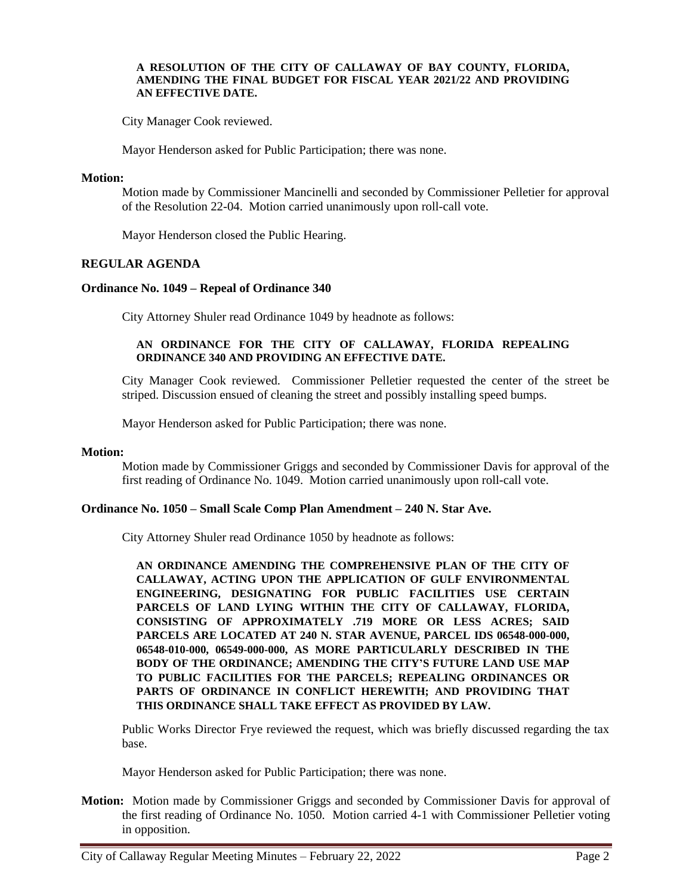**A RESOLUTION OF THE CITY OF CALLAWAY OF BAY COUNTY, FLORIDA, AMENDING THE FINAL BUDGET FOR FISCAL YEAR 2021/22 AND PROVIDING AN EFFECTIVE DATE.**

City Manager Cook reviewed.

Mayor Henderson asked for Public Participation; there was none.

**Motion:**

Motion made by Commissioner Mancinelli and seconded by Commissioner Pelletier for approval of the Resolution 22-04. Motion carried unanimously upon roll-call vote.

Mayor Henderson closed the Public Hearing.

**REGULAR AGENDA**

**Ordinance No. 1049 – Repeal of Ordinance 340**

City Attorney Shuler read Ordinance 1049 by headnote as follows:

**AN ORDINANCE FOR THE CITY OF CALLAWAY, FLORIDA REPEALING ORDINANCE 340 AND PROVIDING AN EFFECTIVE DATE.**

City Manager Cook reviewed. Commissioner Pelletier requested the center of the street be striped. Discussion ensued of cleaning the street and possibly installing speed bumps.

Mayor Henderson asked for Public Participation; there was none.

**Motion:**

Motion made by Commissioner Griggs and seconded by Commissioner Davis for approval of the first reading of Ordinance No. 1049. Motion carried unanimously upon roll-call vote.

**Ordinance No. 1050 – Small Scale Comp Plan Amendment – 240 N. Star Ave.**

City Attorney Shuler read Ordinance 1050 by headnote as follows:

**AN ORDINANCE AMENDING THE COMPREHENSIVE PLAN OF THE CITY OF CALLAWAY, ACTING UPON THE APPLICATION OF GULF ENVIRONMENTAL ENGINEERING, DESIGNATING FOR PUBLIC FACILITIES USE CERTAIN PARCELS OF LAND LYING WITHIN THE CITY OF CALLAWAY, FLORIDA, CONSISTING OF APPROXIMATELY .719 MORE OR LESS ACRES; SAID PARCELS ARE LOCATED AT 240 N. STAR AVENUE, PARCEL IDS 06548-000-000, 06548-010-000, 06549-000-000, AS MORE PARTICULARLY DESCRIBED IN THE BODY OF THE ORDINANCE; AMENDING THE CITY'S FUTURE LAND USE MAP TO PUBLIC FACILITIES FOR THE PARCELS; REPEALING ORDINANCES OR PARTS OF ORDINANCE IN CONFLICT HEREWITH; AND PROVIDING THAT THIS ORDINANCE SHALL TAKE EFFECT AS PROVIDED BY LAW.**

Public Works Director Frye reviewed the request, which was briefly discussed regarding the tax base.

Mayor Henderson asked for Public Participation; there was none.

**Motion:** Motion made by Commissioner Griggs and seconded by Commissioner Davis for approval of the first reading of Ordinance No. 1050. Motion carried 4-1 with Commissioner Pelletier voting in opposition.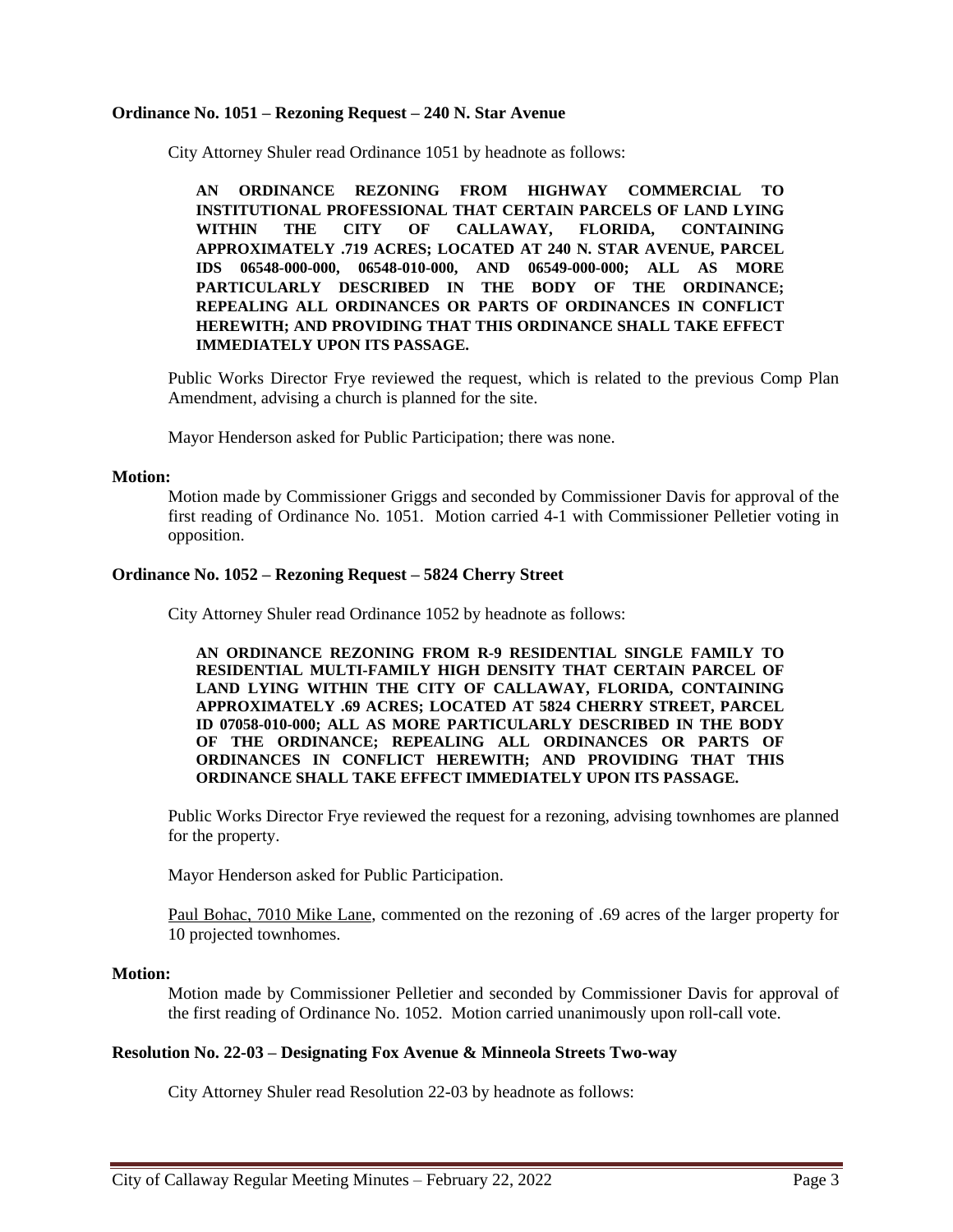**Ordinance No. 1051 – Rezoning Request – 240 N. Star Avenue**

City Attorney Shuler read Ordinance 1051 by headnote as follows:

> **AN ORDINANCE REZONING FROM HIGHWAY COMMERCIAL TO INSTITUTIONAL PROFESSIONAL THAT CERTAIN PARCELS OF LAND LYING WITHIN THE CITY OF CALLAWAY, FLORIDA, CONTAINING APPROXIMATELY .719 ACRES; LOCATED AT 240 N. STAR AVENUE, PARCEL IDS 06548-000-000, 06548-010-000, AND 06549-000-000; ALL AS MORE PARTICULARLY DESCRIBED IN THE BODY OF THE ORDINANCE; REPEALING ALL ORDINANCES OR PARTS OF ORDINANCES IN CONFLICT HEREWITH; AND PROVIDING THAT THIS ORDINANCE SHALL TAKE EFFECT IMMEDIATELY UPON ITS PASSAGE.**

Public Works Director Frye reviewed the request, which is related to the previous Comp Plan Amendment, advising a church is planned for the site.

Mayor Henderson asked for Public Participation; there was none.

**Motion:**

Motion made by Commissioner Griggs and seconded by Commissioner Davis for approval of the first reading of Ordinance No. 1051. Motion carried 4-1 with Commissioner Pelletier voting in opposition.

**Ordinance No. 1052 – Rezoning Request – 5824 Cherry Street**

City Attorney Shuler read Ordinance 1052 by headnote as follows:

> **AN ORDINANCE REZONING FROM R-9 RESIDENTIAL SINGLE FAMILY TO RESIDENTIAL MULTI-FAMILY HIGH DENSITY THAT CERTAIN PARCEL OF LAND LYING WITHIN THE CITY OF CALLAWAY, FLORIDA, CONTAINING APPROXIMATELY .69 ACRES; LOCATED AT 5824 CHERRY STREET, PARCEL ID 07058-010-000; ALL AS MORE PARTICULARLY DESCRIBED IN THE BODY OF THE ORDINANCE; REPEALING ALL ORDINANCES OR PARTS OF ORDINANCES IN CONFLICT HEREWITH; AND PROVIDING THAT THIS ORDINANCE SHALL TAKE EFFECT IMMEDIATELY UPON ITS PASSAGE.**

Public Works Director Frye reviewed the request for a rezoning, advising townhomes are planned for the property.

Mayor Henderson asked for Public Participation.

Paul Bohac, 7010 Mike Lane, commented on the rezoning of .69 acres of the larger property for 10 projected townhomes.

**Motion:**

Motion made by Commissioner Pelletier and seconded by Commissioner Davis for approval of the first reading of Ordinance No. 1052. Motion carried unanimously upon roll-call vote.

**Resolution No. 22-03 – Designating Fox Avenue & Minneola Streets Two-way**

City Attorney Shuler read Resolution 22-03 by headnote as follows: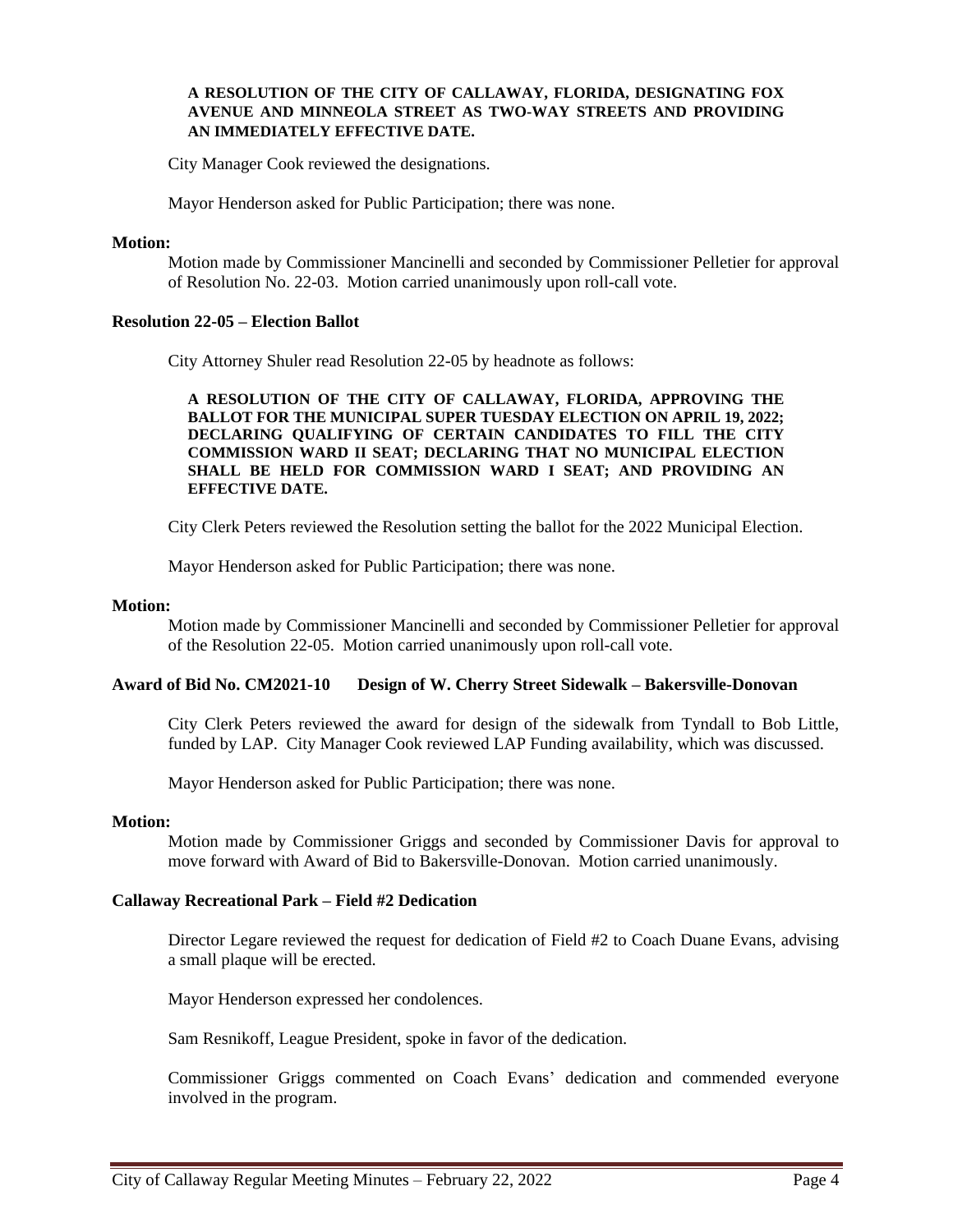**A RESOLUTION OF THE CITY OF CALLAWAY, FLORIDA, DESIGNATING FOX AVENUE AND MINNEOLA STREET AS TWO-WAY STREETS AND PROVIDING AN IMMEDIATELY EFFECTIVE DATE.**

City Manager Cook reviewed the designations.

Mayor Henderson asked for Public Participation; there was none.

**Motion:**

Motion made by Commissioner Mancinelli and seconded by Commissioner Pelletier for approval of Resolution No. 22-03. Motion carried unanimously upon roll-call vote.

**Resolution 22-05 – Election Ballot**

City Attorney Shuler read Resolution 22-05 by headnote as follows:

**A RESOLUTION OF THE CITY OF CALLAWAY, FLORIDA, APPROVING THE BALLOT FOR THE MUNICIPAL SUPER TUESDAY ELECTION ON APRIL 19, 2022; DECLARING QUALIFYING OF CERTAIN CANDIDATES TO FILL THE CITY COMMISSION WARD II SEAT; DECLARING THAT NO MUNICIPAL ELECTION SHALL BE HELD FOR COMMISSION WARD I SEAT; AND PROVIDING AN EFFECTIVE DATE.**

City Clerk Peters reviewed the Resolution setting the ballot for the 2022 Municipal Election.

Mayor Henderson asked for Public Participation; there was none.

**Motion:**

Motion made by Commissioner Mancinelli and seconded by Commissioner Pelletier for approval of the Resolution 22-05. Motion carried unanimously upon roll-call vote.

**Award of Bid No. CM2021-10 Design of W. Cherry Street Sidewalk – Bakersville-Donovan**

City Clerk Peters reviewed the award for design of the sidewalk from Tyndall to Bob Little, funded by LAP. City Manager Cook reviewed LAP Funding availability, which was discussed.

Mayor Henderson asked for Public Participation; there was none.

**Motion:**

Motion made by Commissioner Griggs and seconded by Commissioner Davis for approval to move forward with Award of Bid to Bakersville-Donovan. Motion carried unanimously.

**Callaway Recreational Park – Field #2 Dedication**

Director Legare reviewed the request for dedication of Field #2 to Coach Duane Evans, advising a small plaque will be erected.

Mayor Henderson expressed her condolences.

Sam Resnikoff, League President, spoke in favor of the dedication.

Commissioner Griggs commented on Coach Evans' dedication and commended everyone involved in the program.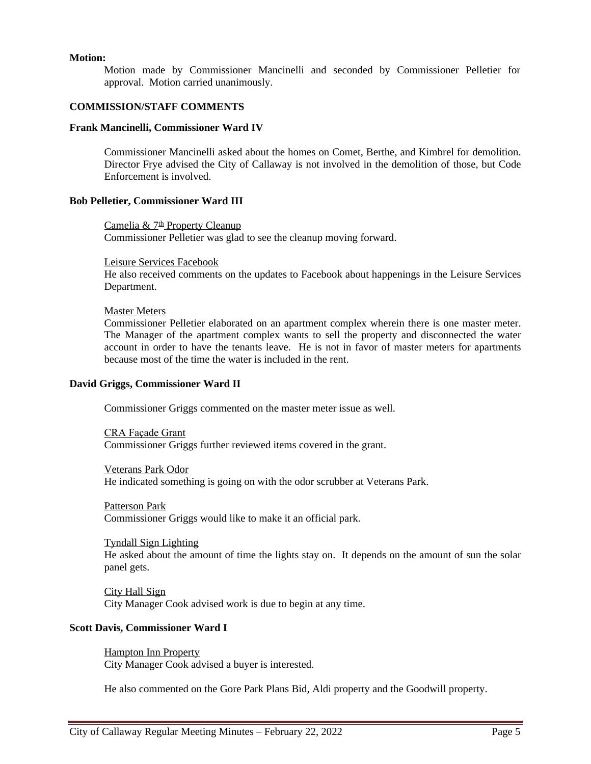**Motion:**

Motion made by Commissioner Mancinelli and seconded by Commissioner Pelletier for approval. Motion carried unanimously.

**COMMISSION/STAFF COMMENTS**

**Frank Mancinelli, Commissioner Ward IV**

Commissioner Mancinelli asked about the homes on Comet, Berthe, and Kimbrel for demolition. Director Frye advised the City of Callaway is not involved in the demolition of those, but Code Enforcement is involved.

**Bob Pelletier, Commissioner Ward III**

Camelia & 7th Property Cleanup
Commissioner Pelletier was glad to see the cleanup moving forward.

Leisure Services Facebook
He also received comments on the updates to Facebook about happenings in the Leisure Services Department.

Master Meters
Commissioner Pelletier elaborated on an apartment complex wherein there is one master meter. The Manager of the apartment complex wants to sell the property and disconnected the water account in order to have the tenants leave. He is not in favor of master meters for apartments because most of the time the water is included in the rent.

**David Griggs, Commissioner Ward II**

Commissioner Griggs commented on the master meter issue as well.

CRA Façade Grant
Commissioner Griggs further reviewed items covered in the grant.

Veterans Park Odor
He indicated something is going on with the odor scrubber at Veterans Park.

Patterson Park
Commissioner Griggs would like to make it an official park.

Tyndall Sign Lighting
He asked about the amount of time the lights stay on. It depends on the amount of sun the solar panel gets.

City Hall Sign
City Manager Cook advised work is due to begin at any time.

**Scott Davis, Commissioner Ward I**

Hampton Inn Property
City Manager Cook advised a buyer is interested.

He also commented on the Gore Park Plans Bid, Aldi property and the Goodwill property.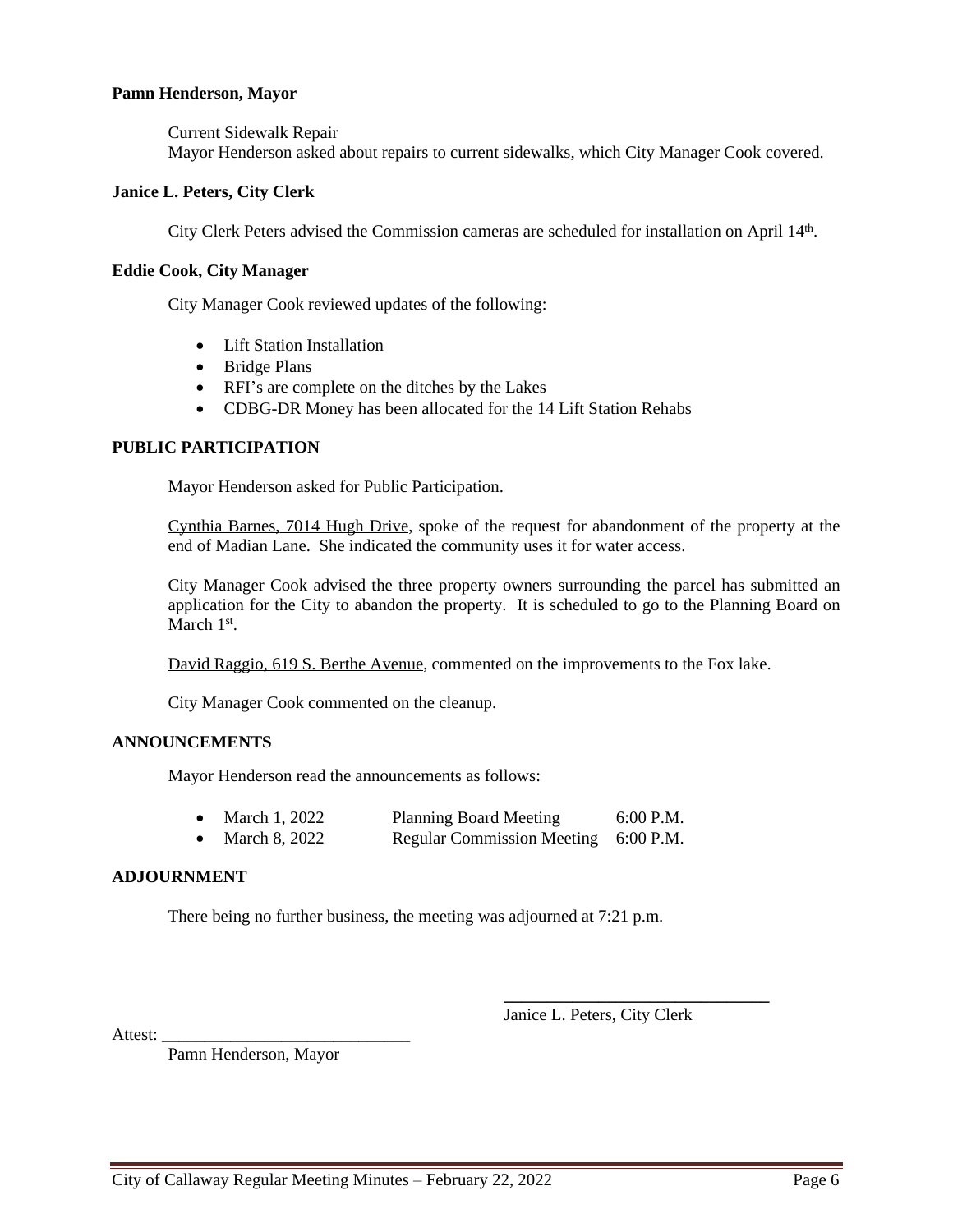**Pamn Henderson, Mayor**

Current Sidewalk Repair
Mayor Henderson asked about repairs to current sidewalks, which City Manager Cook covered.

**Janice L. Peters, City Clerk**

City Clerk Peters advised the Commission cameras are scheduled for installation on April 14th.

**Eddie Cook, City Manager**

City Manager Cook reviewed updates of the following:

- Lift Station Installation
- Bridge Plans
- RFI's are complete on the ditches by the Lakes
- CDBG-DR Money has been allocated for the 14 Lift Station Rehabs

**PUBLIC PARTICIPATION**

Mayor Henderson asked for Public Participation.

Cynthia Barnes, 7014 Hugh Drive, spoke of the request for abandonment of the property at the end of Madian Lane. She indicated the community uses it for water access.

City Manager Cook advised the three property owners surrounding the parcel has submitted an application for the City to abandon the property. It is scheduled to go to the Planning Board on March 1st.

David Raggio, 619 S. Berthe Avenue, commented on the improvements to the Fox lake.

City Manager Cook commented on the cleanup.

**ANNOUNCEMENTS**

Mayor Henderson read the announcements as follows:

- March 1, 2022 Planning Board Meeting 6:00 P.M.
- March 8, 2022 Regular Commission Meeting 6:00 P.M.

**ADJOURNMENT**

There being no further business, the meeting was adjourned at 7:21 p.m.

\_\_\_\_\_\_\_\_\_\_\_\_\_\_\_\_\_\_\_\_\_\_\_\_\_\_\_\_\_\_
Janice L. Peters, City Clerk

Attest: \_\_\_\_\_\_\_\_\_\_\_\_\_\_\_\_\_\_\_\_\_\_\_\_\_\_\_\_\_\_
Pamn Henderson, Mayor